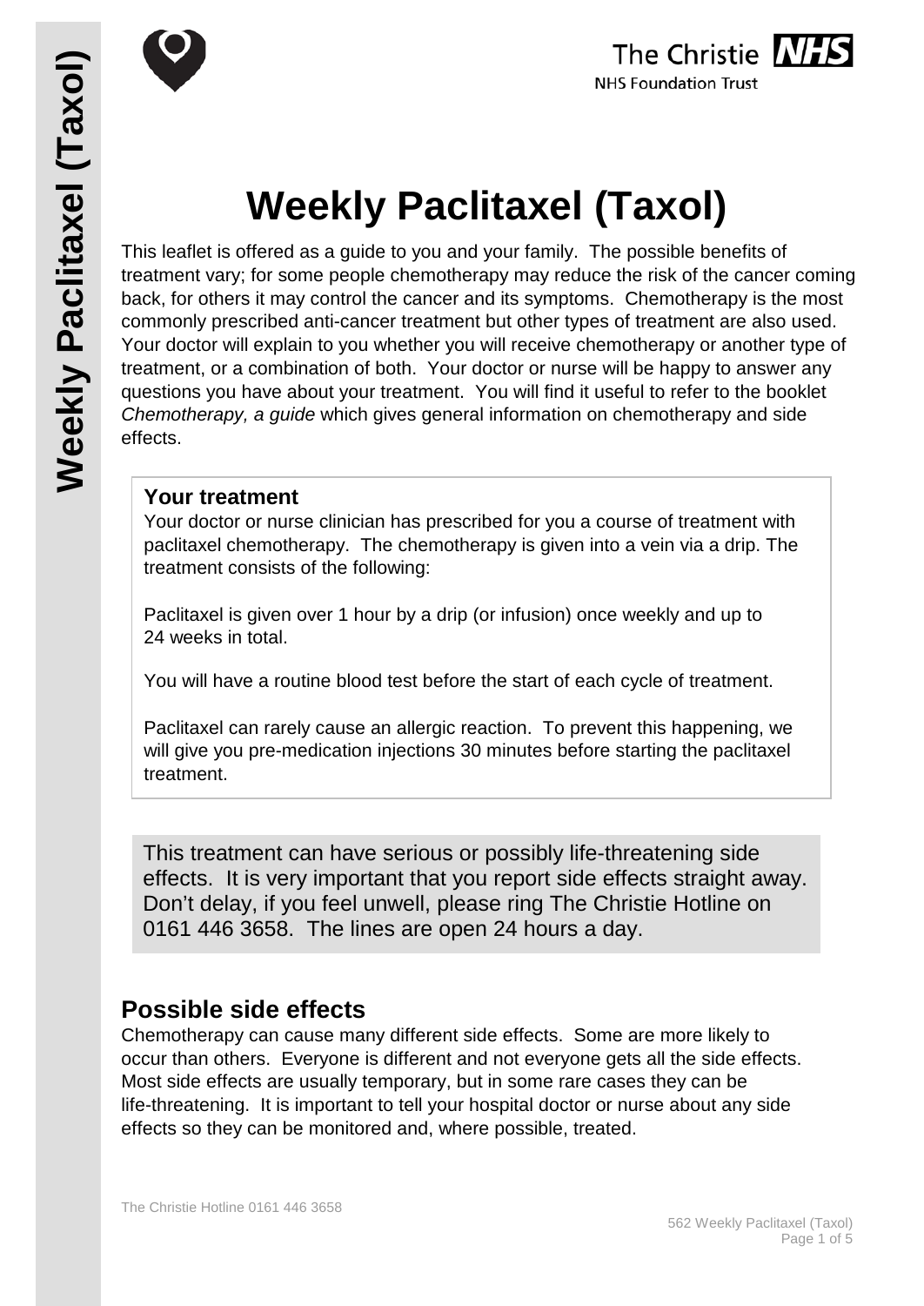# Weekly Paclitaxel (Taxol)

This leaflet is offered as a guide to you and your family. The possible benefits of treatment vary; for some people chemotherapy may reduce the risk of the cancer coming back, for others it may control the cancer and its symptoms. Chemotherapy is the most commonly prescribed anti-cancer treatment but other types of treatment are also used. Your doctor will explain to you whether you will receive chemotherapy or another type of treatment, or a combination of both. Your doctor or nurse will be happy to answer any questions you have about your treatment. You will find it useful to refer to the booklet *Chemotherapy, a guide* which gives general information on chemotherapy and side effects.

**Your treatment**

Your doctor or nurse clinician has prescribed for you a course of treatment with paclitaxel chemotherapy. The chemotherapy is given into a vein via a drip. The treatment consists of the following:

Paclitaxel is given over 1 hour by a drip (or infusion) once weekly and up to 24 weeks in total.

You will have a routine blood test before the start of each cycle of treatment.

Paclitaxel can rarely cause an allergic reaction. To prevent this happening, we will give you pre-medication injections 30 minutes before starting the paclitaxel treatment.

This treatment can have serious or possibly life-threatening side effects. It is very important that you report side effects straight away. Don't delay, if you feel unwell, please ring The Christie Hotline on 0161 446 3658. The lines are open 24 hours a day.

## Possible side effects

Chemotherapy can cause many different side effects. Some are more likely to occur than others. Everyone is different and not everyone gets all the side effects. Most side effects are usually temporary, but in some rare cases they can be life-threatening. It is important to tell your hospital doctor or nurse about any side effects so they can be monitored and, where possible, treated.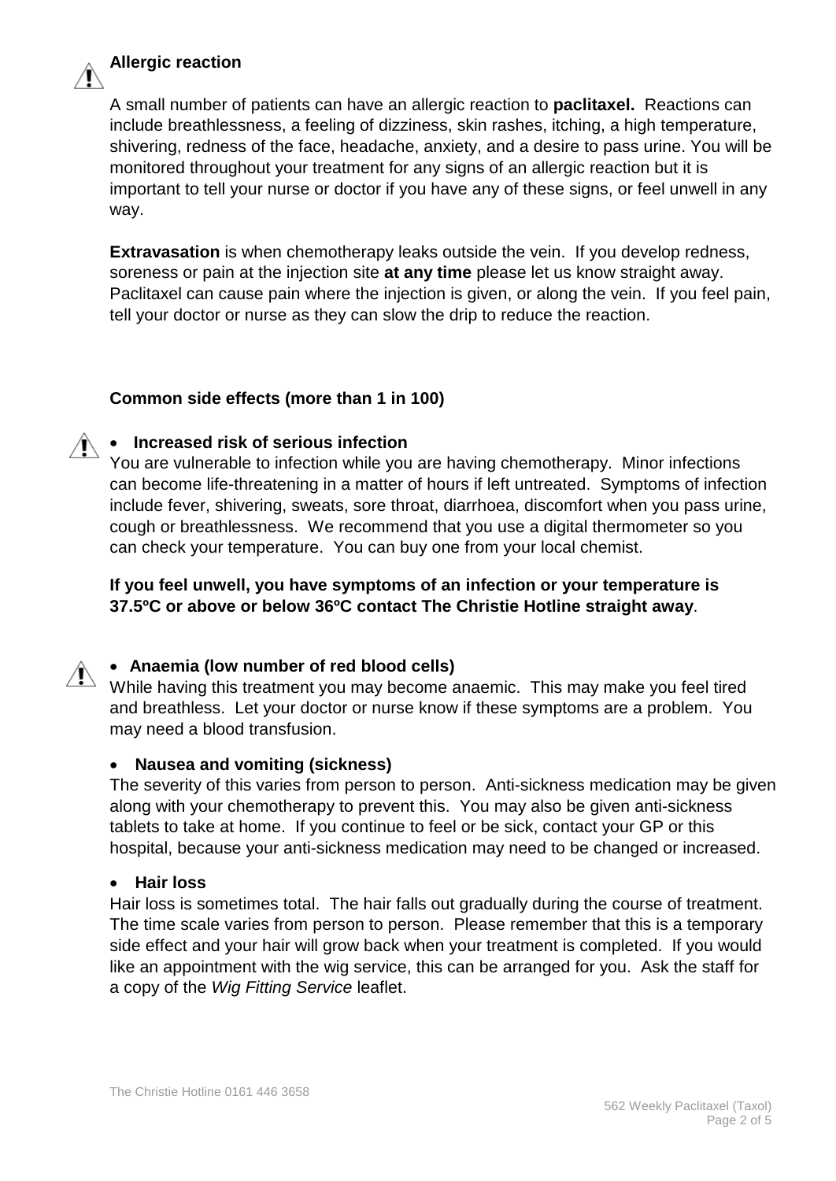### Allergic reaction

A small number of patients can have an allergic reaction to **paclitaxel.** Reactions can include breathlessness, a feeling of dizziness, skin rashes, itching, a high temperature, shivering, redness of the face, headache, anxiety, and a desire to pass urine. You will be monitored throughout your treatment for any signs of an allergic reaction but it is important to tell your nurse or doctor if you have any of these signs, or feel unwell in any way.

**Extravasation** is when chemotherapy leaks outside the vein. If you develop redness, soreness or pain at the injection site **at any time** please let us know straight away. Paclitaxel can cause pain where the injection is given, or along the vein. If you feel pain, tell your doctor or nurse as they can slow the drip to reduce the reaction.

### Common side effects (more than 1 in 100)

- **Increased risk of serious infection**

You are vulnerable to infection while you are having chemotherapy. Minor infections can become life-threatening in a matter of hours if left untreated. Symptoms of infection include fever, shivering, sweats, sore throat, diarrhoea, discomfort when you pass urine, cough or breathlessness. We recommend that you use a digital thermometer so you can check your temperature. You can buy one from your local chemist.

**If you feel unwell, you have symptoms of an infection or your temperature is 37.5ºC or above or below 36ºC contact The Christie Hotline straight away**.

- **Anaemia (low number of red blood cells)**

While having this treatment you may become anaemic. This may make you feel tired and breathless. Let your doctor or nurse know if these symptoms are a problem. You may need a blood transfusion.

- **Nausea and vomiting (sickness)**

The severity of this varies from person to person. Anti-sickness medication may be given along with your chemotherapy to prevent this. You may also be given anti-sickness tablets to take at home. If you continue to feel or be sick, contact your GP or this hospital, because your anti-sickness medication may need to be changed or increased.

- **Hair loss**

Hair loss is sometimes total. The hair falls out gradually during the course of treatment. The time scale varies from person to person. Please remember that this is a temporary side effect and your hair will grow back when your treatment is completed. If you would like an appointment with the wig service, this can be arranged for you. Ask the staff for a copy of the *Wig Fitting Service* leaflet.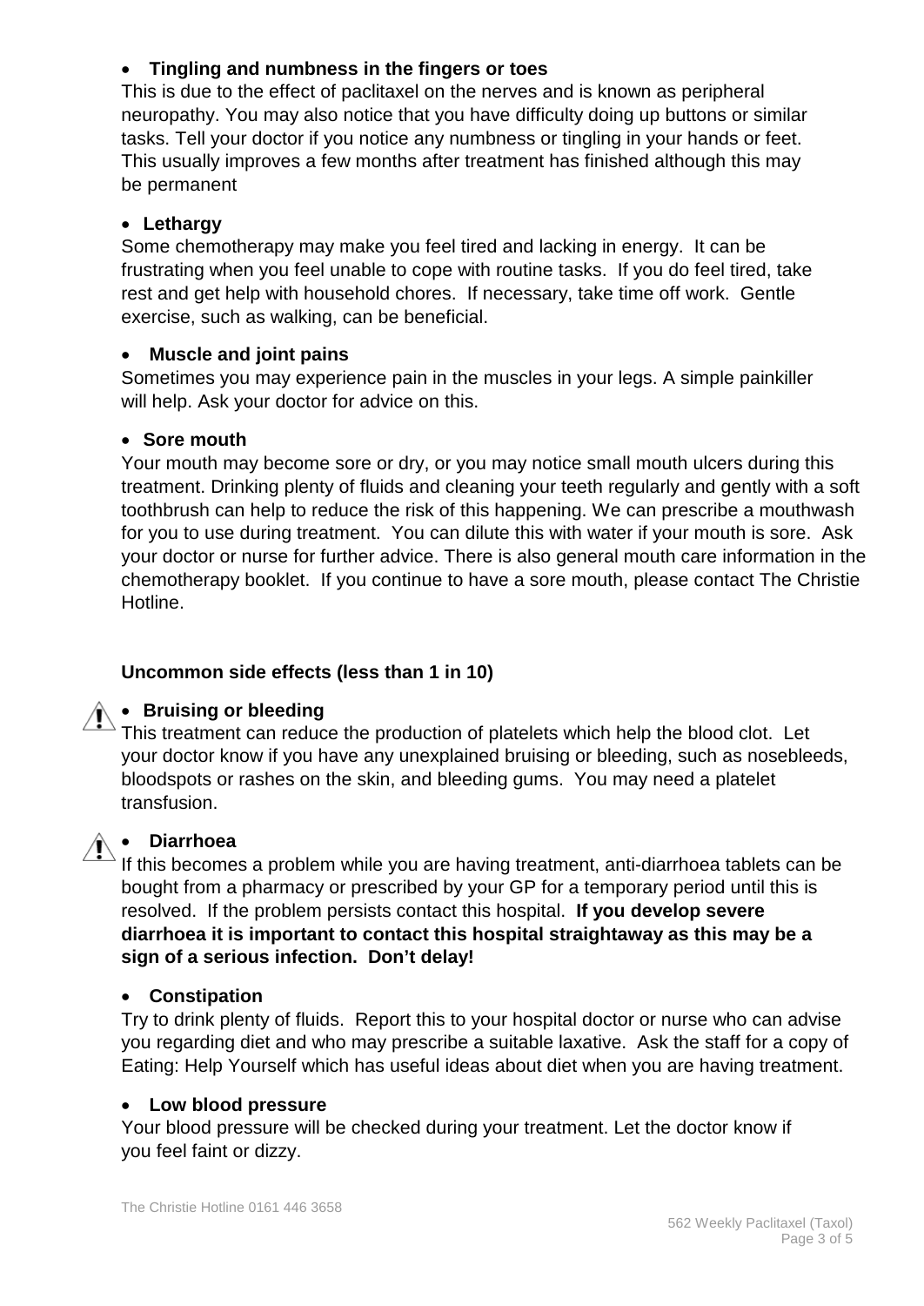- **Tingling and numbness in the fingers or toes**

This is due to the effect of paclitaxel on the nerves and is known as peripheral neuropathy. You may also notice that you have difficulty doing up buttons or similar tasks. Tell your doctor if you notice any numbness or tingling in your hands or feet. This usually improves a few months after treatment has finished although this may be permanent

- **Lethargy**

Some chemotherapy may make you feel tired and lacking in energy. It can be frustrating when you feel unable to cope with routine tasks. If you do feel tired, take rest and get help with household chores. If necessary, take time off work. Gentle exercise, such as walking, can be beneficial.

- **Muscle and joint pains**

Sometimes you may experience pain in the muscles in your legs. A simple painkiller will help. Ask your doctor for advice on this.

- **Sore mouth**

Your mouth may become sore or dry, or you may notice small mouth ulcers during this treatment. Drinking plenty of fluids and cleaning your teeth regularly and gently with a soft toothbrush can help to reduce the risk of this happening. We can prescribe a mouthwash for you to use during treatment. You can dilute this with water if your mouth is sore. Ask your doctor or nurse for further advice. There is also general mouth care information in the chemotherapy booklet. If you continue to have a sore mouth, please contact The Christie Hotline.

### Uncommon side effects (less than 1 in 10)

- ⚠ **Bruising or bleeding**

This treatment can reduce the production of platelets which help the blood clot. Let your doctor know if you have any unexplained bruising or bleeding, such as nosebleeds, bloodspots or rashes on the skin, and bleeding gums. You may need a platelet transfusion.

- ⚠ **Diarrhoea**

If this becomes a problem while you are having treatment, anti-diarrhoea tablets can be bought from a pharmacy or prescribed by your GP for a temporary period until this is resolved. If the problem persists contact this hospital. **If you develop severe diarrhoea it is important to contact this hospital straightaway as this may be a sign of a serious infection. Don't delay!**

- **Constipation**

Try to drink plenty of fluids. Report this to your hospital doctor or nurse who can advise you regarding diet and who may prescribe a suitable laxative. Ask the staff for a copy of Eating: Help Yourself which has useful ideas about diet when you are having treatment.

- **Low blood pressure**

Your blood pressure will be checked during your treatment. Let the doctor know if you feel faint or dizzy.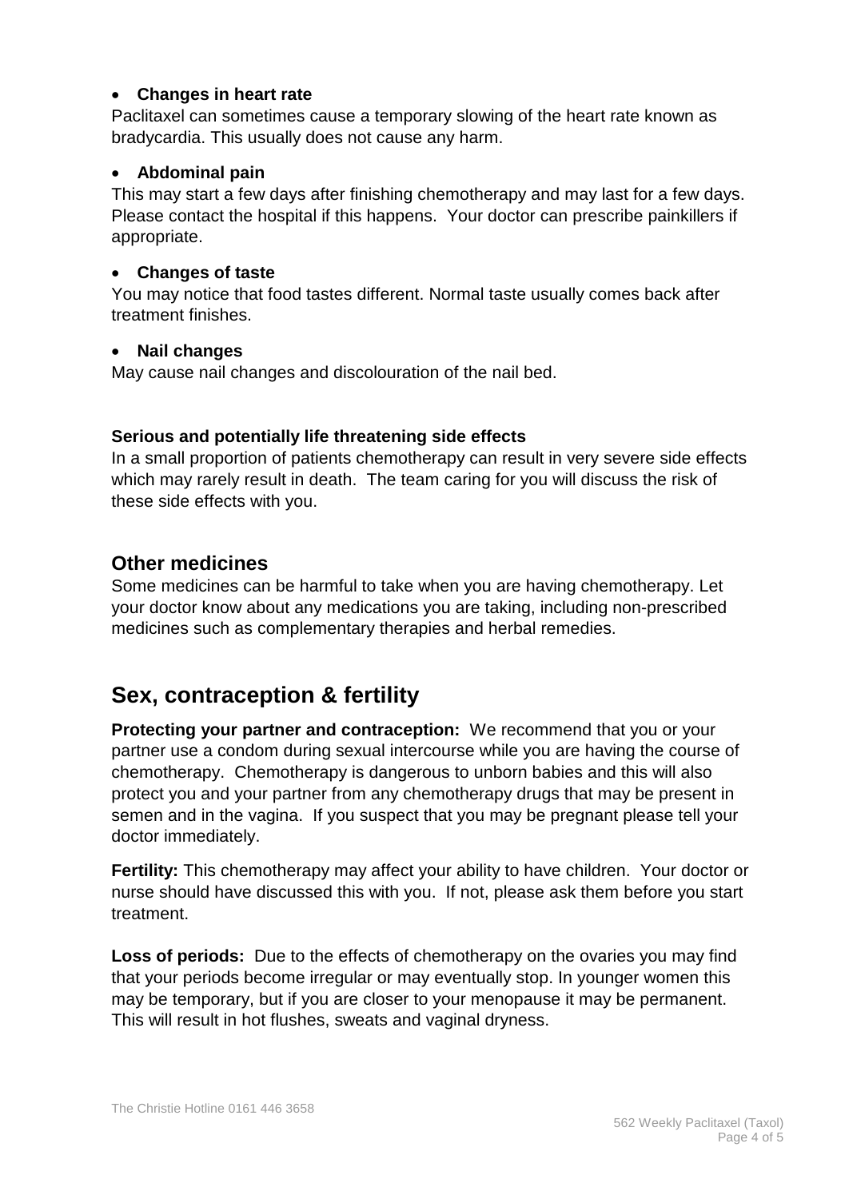- **Changes in heart rate**

Paclitaxel can sometimes cause a temporary slowing of the heart rate known as bradycardia. This usually does not cause any harm.

- **Abdominal pain**

This may start a few days after finishing chemotherapy and may last for a few days. Please contact the hospital if this happens. Your doctor can prescribe painkillers if appropriate.

- **Changes of taste**

You may notice that food tastes different. Normal taste usually comes back after treatment finishes.

- **Nail changes**

May cause nail changes and discolouration of the nail bed.

**Serious and potentially life threatening side effects**

In a small proportion of patients chemotherapy can result in very severe side effects which may rarely result in death. The team caring for you will discuss the risk of these side effects with you.

## Other medicines

Some medicines can be harmful to take when you are having chemotherapy. Let your doctor know about any medications you are taking, including non-prescribed medicines such as complementary therapies and herbal remedies.

# Sex, contraception & fertility

**Protecting your partner and contraception:** We recommend that you or your partner use a condom during sexual intercourse while you are having the course of chemotherapy. Chemotherapy is dangerous to unborn babies and this will also protect you and your partner from any chemotherapy drugs that may be present in semen and in the vagina. If you suspect that you may be pregnant please tell your doctor immediately.

**Fertility:** This chemotherapy may affect your ability to have children. Your doctor or nurse should have discussed this with you. If not, please ask them before you start treatment.

**Loss of periods:** Due to the effects of chemotherapy on the ovaries you may find that your periods become irregular or may eventually stop. In younger women this may be temporary, but if you are closer to your menopause it may be permanent. This will result in hot flushes, sweats and vaginal dryness.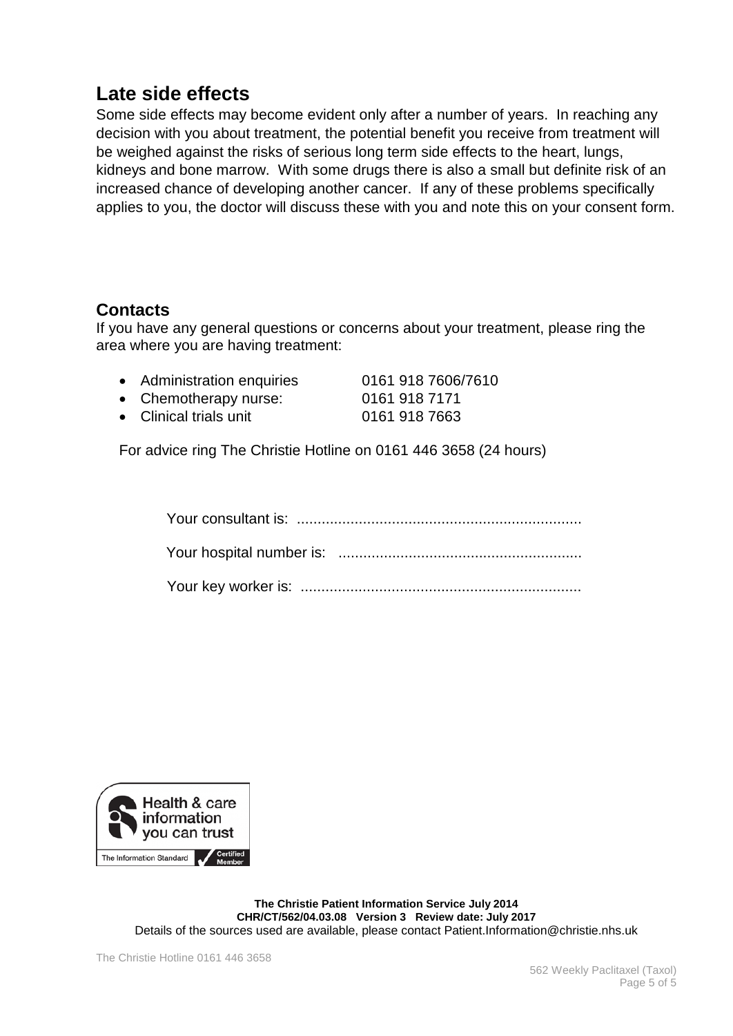## Late side effects

Some side effects may become evident only after a number of years. In reaching any decision with you about treatment, the potential benefit you receive from treatment will be weighed against the risks of serious long term side effects to the heart, lungs, kidneys and bone marrow. With some drugs there is also a small but definite risk of an increased chance of developing another cancer. If any of these problems specifically applies to you, the doctor will discuss these with you and note this on your consent form.

## Contacts

If you have any general questions or concerns about your treatment, please ring the area where you are having treatment:

- Administration enquiries 0161 918 7606/7610
- Chemotherapy nurse: 0161 918 7171
- Clinical trials unit 0161 918 7663

For advice ring The Christie Hotline on 0161 446 3658 (24 hours)

Your consultant is: ....................................................................

Your hospital number is: ..........................................................

Your key worker is: ...................................................................

Health & care information you can trust
The Information Standard Certified Member

**The Christie Patient Information Service July 2014**
**CHR/CT/562/04.03.08 Version 3 Review date: July 2017**
Details of the sources used are available, please contact Patient.Information@christie.nhs.uk